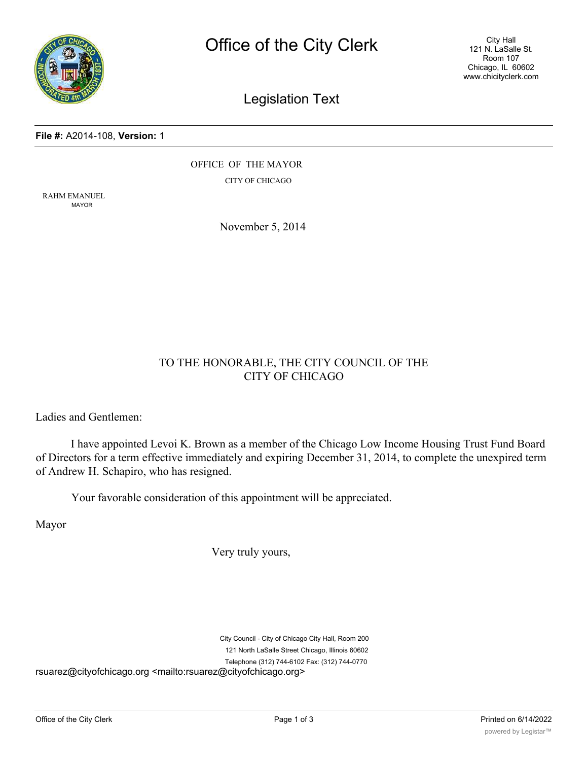**File #:** A2014-108, **Version:** 1

OFFICE OF THE MAYOR

CITY OF CHICAGO

RAHM EMANUEL
MAYOR

November 5, 2014

TO THE HONORABLE, THE CITY COUNCIL OF THE
CITY OF CHICAGO

Ladies and Gentlemen:

I have appointed Levoi K. Brown as a member of the Chicago Low Income Housing Trust Fund Board of Directors for a term effective immediately and expiring December 31, 2014, to complete the unexpired term of Andrew H. Schapiro, who has resigned.

Your favorable consideration of this appointment will be appreciated.

Mayor

Very truly yours,

City Council - City of Chicago City Hall, Room 200
121 North LaSalle Street Chicago, Illinois 60602
Telephone (312) 744-6102 Fax: (312) 744-0770
rsuarez@cityofchicago.org <mailto:rsuarez@cityofchicago.org>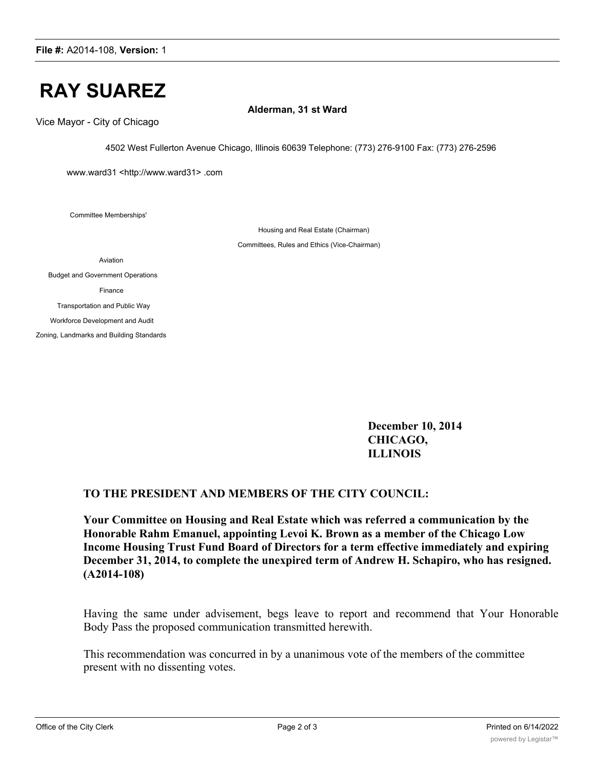# RAY SUAREZ

**Alderman, 31 st Ward**

Vice Mayor - City of Chicago

4502 West Fullerton Avenue Chicago, Illinois 60639 Telephone: (773) 276-9100 Fax: (773) 276-2596

www.ward31 <http://www.ward31> .com

Committee Memberships'

Housing and Real Estate (Chairman)

Committees, Rules and Ethics (Vice-Chairman)

Aviation

Budget and Government Operations

Finance

Transportation and Public Way

Workforce Development and Audit

Zoning, Landmarks and Building Standards

**December 10, 2014**
**CHICAGO,**
**ILLINOIS**

**TO THE PRESIDENT AND MEMBERS OF THE CITY COUNCIL:**

**Your Committee on Housing and Real Estate which was referred a communication by the Honorable Rahm Emanuel, appointing Levoi K. Brown as a member of the Chicago Low Income Housing Trust Fund Board of Directors for a term effective immediately and expiring December 31, 2014, to complete the unexpired term of Andrew H. Schapiro, who has resigned. (A2014-108)**

Having the same under advisement, begs leave to report and recommend that Your Honorable Body Pass the proposed communication transmitted herewith.

This recommendation was concurred in by a unanimous vote of the members of the committee present with no dissenting votes.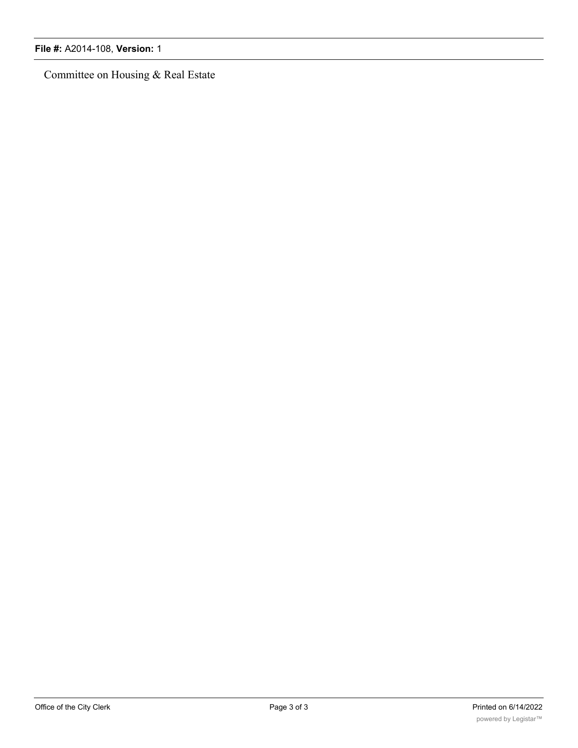Committee on Housing & Real Estate